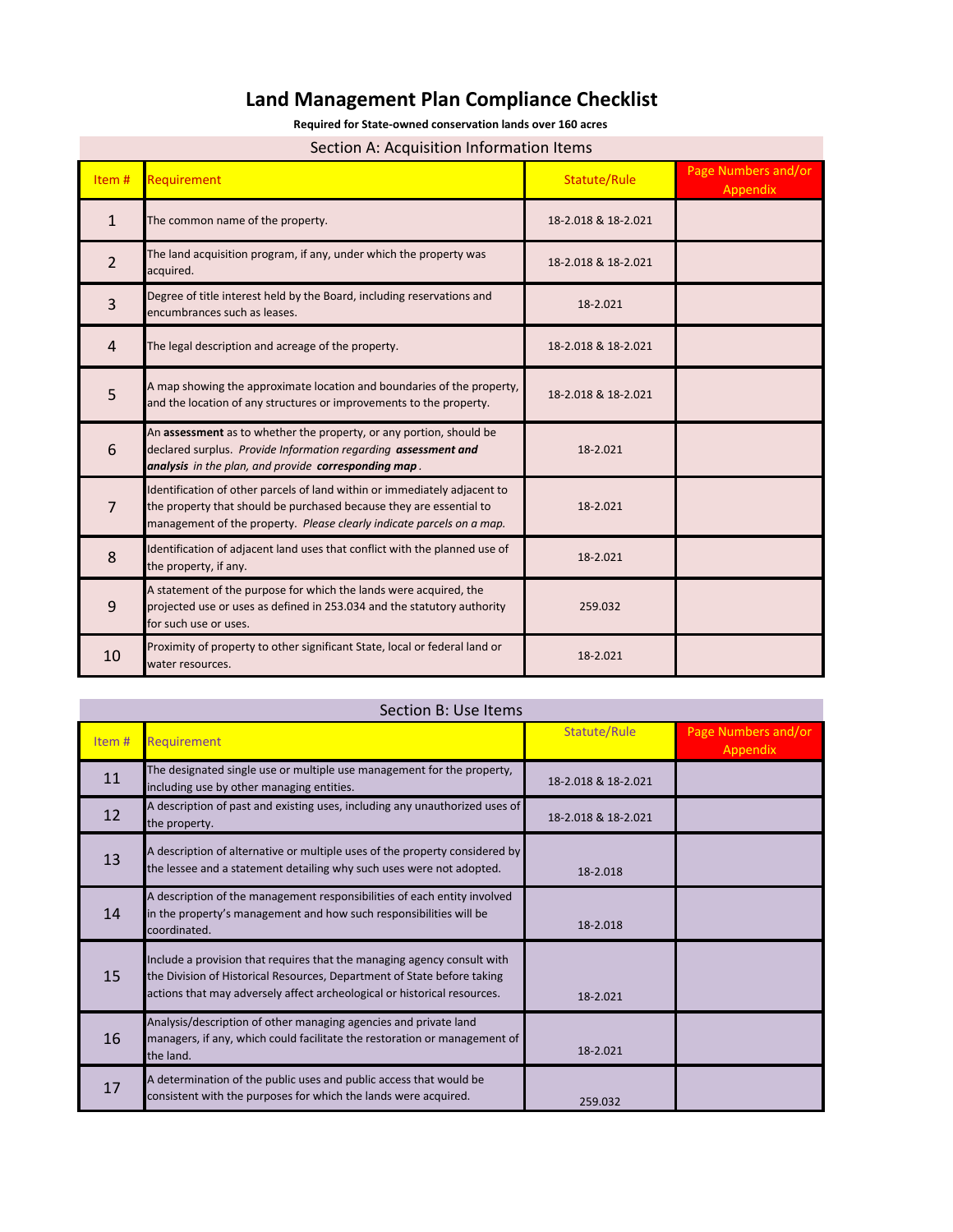# Land Management Plan Compliance Checklist

**Required for State-owned conservation lands over 160 acres**

## Section A: Acquisition Information Items

| Item # | Requirement | Statute/Rule | Page Numbers and/or Appendix |
|---|---|---|---|
| 1 | The common name of the property. | 18-2.018 & 18-2.021 | |
| 2 | The land acquisition program, if any, under which the property was acquired. | 18-2.018 & 18-2.021 | |
| 3 | Degree of title interest held by the Board, including reservations and encumbrances such as leases. | 18-2.021 | |
| 4 | The legal description and acreage of the property. | 18-2.018 & 18-2.021 | |
| 5 | A map showing the approximate location and boundaries of the property, and the location of any structures or improvements to the property. | 18-2.018 & 18-2.021 | |
| 6 | An **assessment** as to whether the property, or any portion, should be declared surplus. *Provide Information regarding* ***assessment and analysis*** *in the plan, and provide* ***corresponding map***. | 18-2.021 | |
| 7 | Identification of other parcels of land within or immediately adjacent to the property that should be purchased because they are essential to management of the property. *Please clearly indicate parcels on a map.* | 18-2.021 | |
| 8 | Identification of adjacent land uses that conflict with the planned use of the property, if any. | 18-2.021 | |
| 9 | A statement of the purpose for which the lands were acquired, the projected use or uses as defined in 253.034 and the statutory authority for such use or uses. | 259.032 | |
| 10 | Proximity of property to other significant State, local or federal land or water resources. | 18-2.021 | |

## Section B: Use Items

| Item # | Requirement | Statute/Rule | Page Numbers and/or Appendix |
|---|---|---|---|
| 11 | The designated single use or multiple use management for the property, including use by other managing entities. | 18-2.018 & 18-2.021 | |
| 12 | A description of past and existing uses, including any unauthorized uses of the property. | 18-2.018 & 18-2.021 | |
| 13 | A description of alternative or multiple uses of the property considered by the lessee and a statement detailing why such uses were not adopted. | 18-2.018 | |
| 14 | A description of the management responsibilities of each entity involved in the property's management and how such responsibilities will be coordinated. | 18-2.018 | |
| 15 | Include a provision that requires that the managing agency consult with the Division of Historical Resources, Department of State before taking actions that may adversely affect archeological or historical resources. | 18-2.021 | |
| 16 | Analysis/description of other managing agencies and private land managers, if any, which could facilitate the restoration or management of the land. | 18-2.021 | |
| 17 | A determination of the public uses and public access that would be consistent with the purposes for which the lands were acquired. | 259.032 | |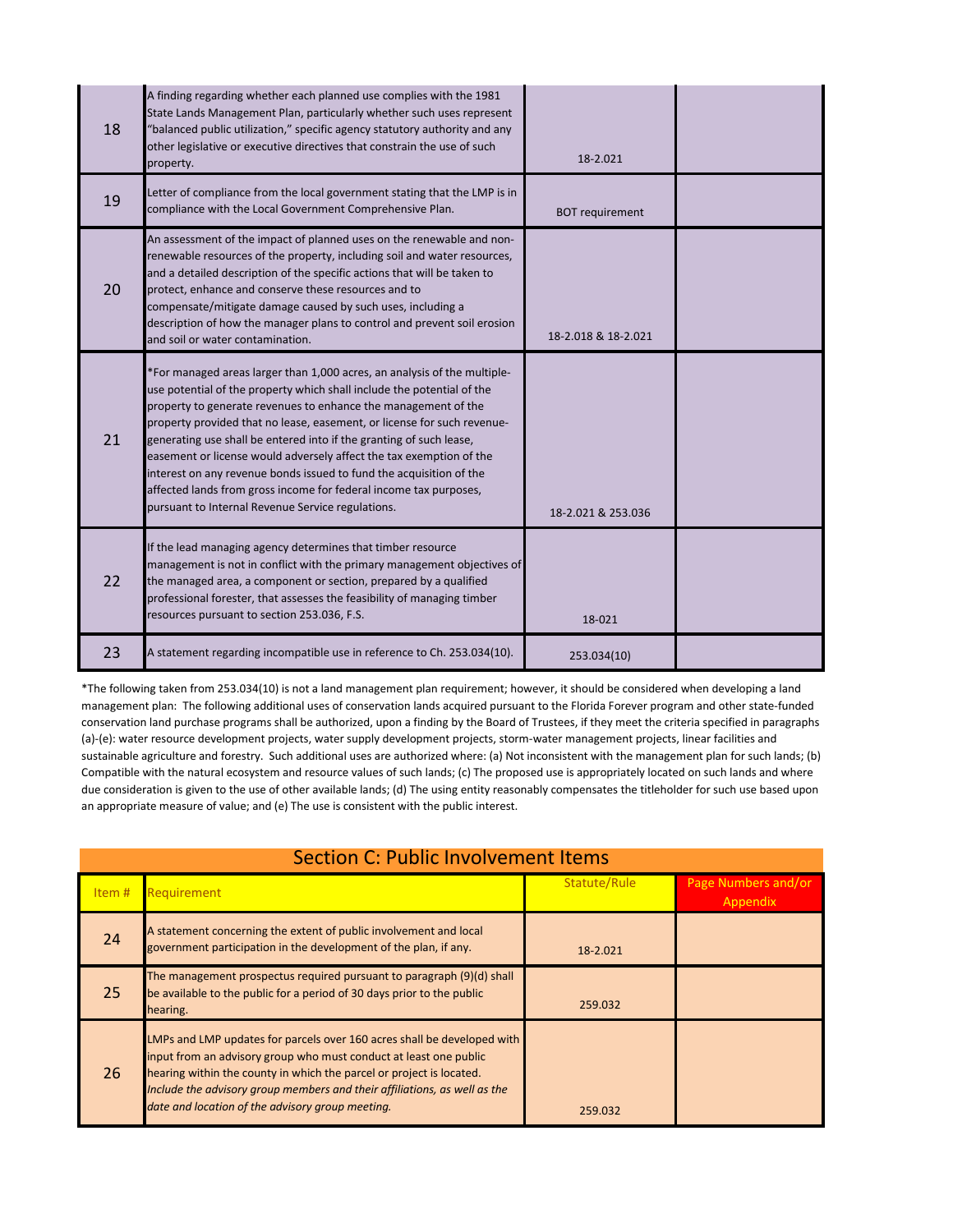| Item # | Requirement | Statute/Rule | Page Numbers and/or Appendix |
|---|---|---|---|
| 18 | A finding regarding whether each planned use complies with the 1981 State Lands Management Plan, particularly whether such uses represent "balanced public utilization," specific agency statutory authority and any other legislative or executive directives that constrain the use of such property. | 18-2.021 | |
| 19 | Letter of compliance from the local government stating that the LMP is in compliance with the Local Government Comprehensive Plan. | BOT requirement | |
| 20 | An assessment of the impact of planned uses on the renewable and non-renewable resources of the property, including soil and water resources, and a detailed description of the specific actions that will be taken to protect, enhance and conserve these resources and to compensate/mitigate damage caused by such uses, including a description of how the manager plans to control and prevent soil erosion and soil or water contamination. | 18-2.018 & 18-2.021 | |
| 21 | *For managed areas larger than 1,000 acres, an analysis of the multiple-use potential of the property which shall include the potential of the property to generate revenues to enhance the management of the property provided that no lease, easement, or license for such revenue-generating use shall be entered into if the granting of such lease, easement or license would adversely affect the tax exemption of the interest on any revenue bonds issued to fund the acquisition of the affected lands from gross income for federal income tax purposes, pursuant to Internal Revenue Service regulations. | 18-2.021 & 253.036 | |
| 22 | If the lead managing agency determines that timber resource management is not in conflict with the primary management objectives of the managed area, a component or section, prepared by a qualified professional forester, that assesses the feasibility of managing timber resources pursuant to section 253.036, F.S. | 18-021 | |
| 23 | A statement regarding incompatible use in reference to Ch. 253.034(10). | 253.034(10) | |

*The following taken from 253.034(10) is not a land management plan requirement; however, it should be considered when developing a land management plan: The following additional uses of conservation lands acquired pursuant to the Florida Forever program and other state-funded conservation land purchase programs shall be authorized, upon a finding by the Board of Trustees, if they meet the criteria specified in paragraphs (a)-(e): water resource development projects, water supply development projects, storm-water management projects, linear facilities and sustainable agriculture and forestry. Such additional uses are authorized where: (a) Not inconsistent with the management plan for such lands; (b) Compatible with the natural ecosystem and resource values of such lands; (c) The proposed use is appropriately located on such lands and where due consideration is given to the use of other available lands; (d) The using entity reasonably compensates the titleholder for such use based upon an appropriate measure of value; and (e) The use is consistent with the public interest.

## Section C: Public Involvement Items

| Item # | Requirement | Statute/Rule | Page Numbers and/or Appendix |
|---|---|---|---|
| 24 | A statement concerning the extent of public involvement and local government participation in the development of the plan, if any. | 18-2.021 | |
| 25 | The management prospectus required pursuant to paragraph (9)(d) shall be available to the public for a period of 30 days prior to the public hearing. | 259.032 | |
| 26 | LMPs and LMP updates for parcels over 160 acres shall be developed with input from an advisory group who must conduct at least one public hearing within the county in which the parcel or project is located. *Include the advisory group members and their affiliations, as well as the date and location of the advisory group meeting.* | 259.032 | |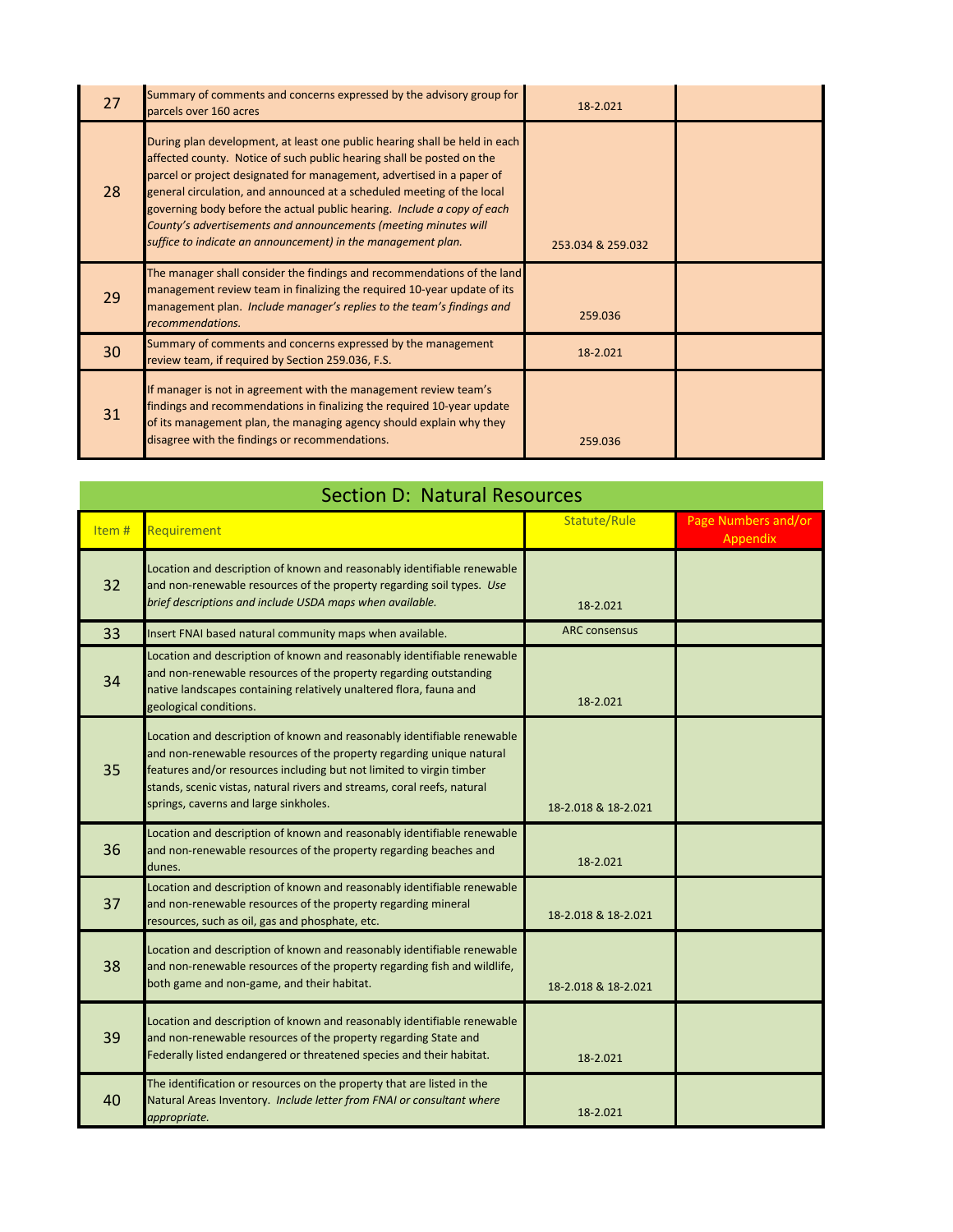| Item # | Requirement | Statute/Rule | Page Numbers and/or Appendix |
|---|---|---|---|
| 27 | Summary of comments and concerns expressed by the advisory group for parcels over 160 acres | 18-2.021 | |
| 28 | During plan development, at least one public hearing shall be held in each affected county. Notice of such public hearing shall be posted on the parcel or project designated for management, advertised in a paper of general circulation, and announced at a scheduled meeting of the local governing body before the actual public hearing. *Include a copy of each County's advertisements and announcements (meeting minutes will suffice to indicate an announcement) in the management plan.* | 253.034 & 259.032 | |
| 29 | The manager shall consider the findings and recommendations of the land management review team in finalizing the required 10-year update of its management plan. *Include manager's replies to the team's findings and recommendations.* | 259.036 | |
| 30 | Summary of comments and concerns expressed by the management review team, if required by Section 259.036, F.S. | 18-2.021 | |
| 31 | If manager is not in agreement with the management review team's findings and recommendations in finalizing the required 10-year update of its management plan, the managing agency should explain why they disagree with the findings or recommendations. | 259.036 | |

## Section D: Natural Resources

| Item # | Requirement | Statute/Rule | Page Numbers and/or Appendix |
|---|---|---|---|
| 32 | Location and description of known and reasonably identifiable renewable and non-renewable resources of the property regarding soil types. *Use brief descriptions and include USDA maps when available.* | 18-2.021 | |
| 33 | Insert FNAI based natural community maps when available. | ARC consensus | |
| 34 | Location and description of known and reasonably identifiable renewable and non-renewable resources of the property regarding outstanding native landscapes containing relatively unaltered flora, fauna and geological conditions. | 18-2.021 | |
| 35 | Location and description of known and reasonably identifiable renewable and non-renewable resources of the property regarding unique natural features and/or resources including but not limited to virgin timber stands, scenic vistas, natural rivers and streams, coral reefs, natural springs, caverns and large sinkholes. | 18-2.018 & 18-2.021 | |
| 36 | Location and description of known and reasonably identifiable renewable and non-renewable resources of the property regarding beaches and dunes. | 18-2.021 | |
| 37 | Location and description of known and reasonably identifiable renewable and non-renewable resources of the property regarding mineral resources, such as oil, gas and phosphate, etc. | 18-2.018 & 18-2.021 | |
| 38 | Location and description of known and reasonably identifiable renewable and non-renewable resources of the property regarding fish and wildlife, both game and non-game, and their habitat. | 18-2.018 & 18-2.021 | |
| 39 | Location and description of known and reasonably identifiable renewable and non-renewable resources of the property regarding State and Federally listed endangered or threatened species and their habitat. | 18-2.021 | |
| 40 | The identification or resources on the property that are listed in the Natural Areas Inventory. *Include letter from FNAI or consultant where appropriate.* | 18-2.021 | |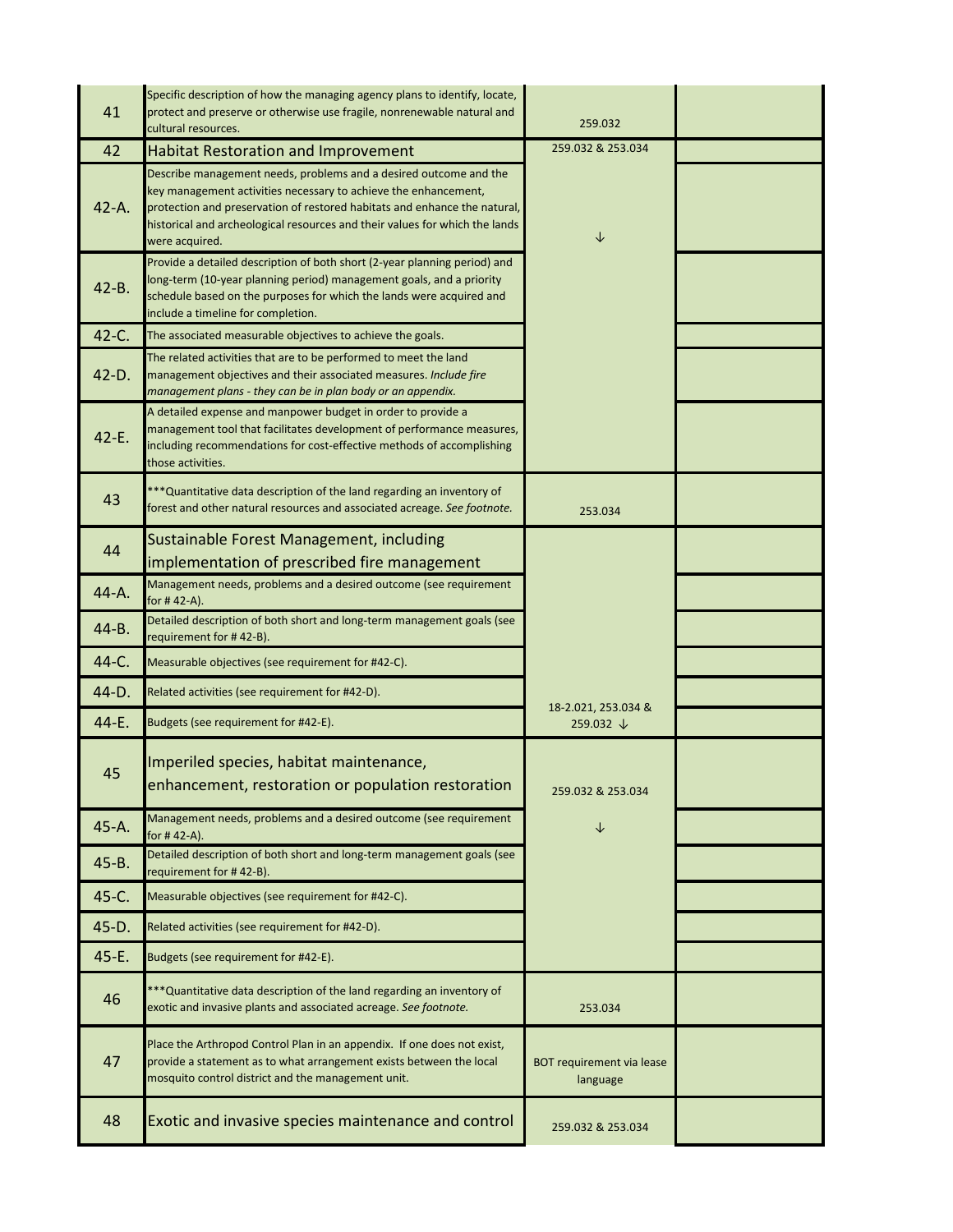| 41 | Specific description of how the managing agency plans to identify, locate, protect and preserve or otherwise use fragile, nonrenewable natural and cultural resources. | 259.032 | |
|---|---|---|---|
| 42 | Habitat Restoration and Improvement | 259.032 & 253.034 | |
| 42-A. | Describe management needs, problems and a desired outcome and the key management activities necessary to achieve the enhancement, protection and preservation of restored habitats and enhance the natural, historical and archeological resources and their values for which the lands were acquired. | ↓ | |
| 42-B. | Provide a detailed description of both short (2-year planning period) and long-term (10-year planning period) management goals, and a priority schedule based on the purposes for which the lands were acquired and include a timeline for completion. | | |
| 42-C. | The associated measurable objectives to achieve the goals. | | |
| 42-D. | The related activities that are to be performed to meet the land management objectives and their associated measures. *Include fire management plans - they can be in plan body or an appendix.* | | |
| 42-E. | A detailed expense and manpower budget in order to provide a management tool that facilitates development of performance measures, including recommendations for cost-effective methods of accomplishing those activities. | | |
| 43 | ***Quantitative data description of the land regarding an inventory of forest and other natural resources and associated acreage. *See footnote.* | 253.034 | |
| 44 | Sustainable Forest Management, including implementation of prescribed fire management | | |
| 44-A. | Management needs, problems and a desired outcome (see requirement for # 42-A). | | |
| 44-B. | Detailed description of both short and long-term management goals (see requirement for # 42-B). | | |
| 44-C. | Measurable objectives (see requirement for #42-C). | | |
| 44-D. | Related activities (see requirement for #42-D). | | |
| 44-E. | Budgets (see requirement for #42-E). | 18-2.021, 253.034 & 259.032 ↓ | |
| 45 | Imperiled species, habitat maintenance, enhancement, restoration or population restoration | 259.032 & 253.034 | |
| 45-A. | Management needs, problems and a desired outcome (see requirement for # 42-A). | ↓ | |
| 45-B. | Detailed description of both short and long-term management goals (see requirement for # 42-B). | | |
| 45-C. | Measurable objectives (see requirement for #42-C). | | |
| 45-D. | Related activities (see requirement for #42-D). | | |
| 45-E. | Budgets (see requirement for #42-E). | | |
| 46 | ***Quantitative data description of the land regarding an inventory of exotic and invasive plants and associated acreage. *See footnote.* | 253.034 | |
| 47 | Place the Arthropod Control Plan in an appendix. If one does not exist, provide a statement as to what arrangement exists between the local mosquito control district and the management unit. | BOT requirement via lease language | |
| 48 | Exotic and invasive species maintenance and control | 259.032 & 253.034 | |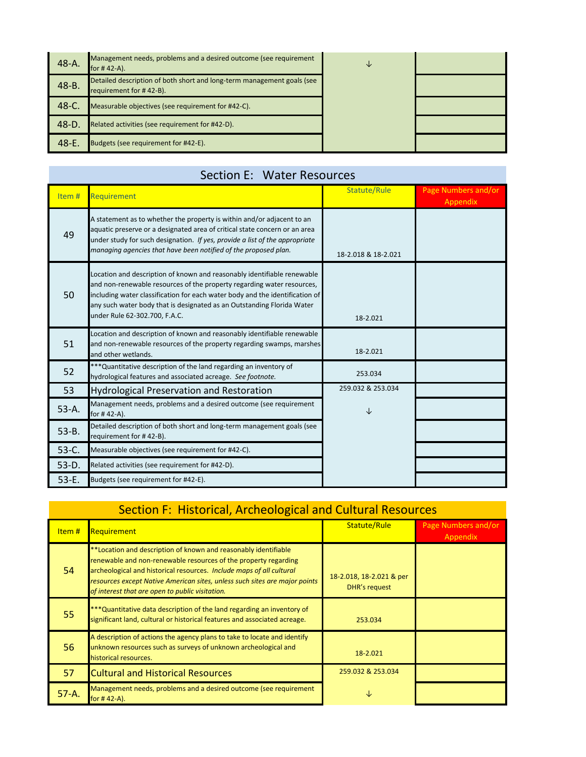| | | | |
|---|---|---|---|
| 48-A. | Management needs, problems and a desired outcome (see requirement for # 42-A). | ↓ | |
| 48-B. | Detailed description of both short and long-term management goals (see requirement for # 42-B). | | |
| 48-C. | Measurable objectives (see requirement for #42-C). | | |
| 48-D. | Related activities (see requirement for #42-D). | | |
| 48-E. | Budgets (see requirement for #42-E). | | |

## Section E: Water Resources

| Item # | Requirement | Statute/Rule | Page Numbers and/or Appendix |
|---|---|---|---|
| 49 | A statement as to whether the property is within and/or adjacent to an aquatic preserve or a designated area of critical state concern or an area under study for such designation. *If yes, provide a list of the appropriate managing agencies that have been notified of the proposed plan.* | 18-2.018 & 18-2.021 | |
| 50 | Location and description of known and reasonably identifiable renewable and non-renewable resources of the property regarding water resources, including water classification for each water body and the identification of any such water body that is designated as an Outstanding Florida Water under Rule 62-302.700, F.A.C. | 18-2.021 | |
| 51 | Location and description of known and reasonably identifiable renewable and non-renewable resources of the property regarding swamps, marshes and other wetlands. | 18-2.021 | |
| 52 | ***Quantitative description of the land regarding an inventory of hydrological features and associated acreage. *See footnote.* | 253.034 | |
| 53 | Hydrological Preservation and Restoration | 259.032 & 253.034 | |
| 53-A. | Management needs, problems and a desired outcome (see requirement for # 42-A). | ↓ | |
| 53-B. | Detailed description of both short and long-term management goals (see requirement for # 42-B). | | |
| 53-C. | Measurable objectives (see requirement for #42-C). | | |
| 53-D. | Related activities (see requirement for #42-D). | | |
| 53-E. | Budgets (see requirement for #42-E). | | |

## Section F: Historical, Archeological and Cultural Resources

| Item # | Requirement | Statute/Rule | Page Numbers and/or Appendix |
|---|---|---|---|
| 54 | **Location and description of known and reasonably identifiable renewable and non-renewable resources of the property regarding archeological and historical resources. *Include maps of all cultural resources except Native American sites, unless such sites are major points of interest that are open to public visitation.* | 18-2.018, 18-2.021 & per DHR's request | |
| 55 | ***Quantitative data description of the land regarding an inventory of significant land, cultural or historical features and associated acreage. | 253.034 | |
| 56 | A description of actions the agency plans to take to locate and identify unknown resources such as surveys of unknown archeological and historical resources. | 18-2.021 | |
| 57 | Cultural and Historical Resources | 259.032 & 253.034 | |
| 57-A. | Management needs, problems and a desired outcome (see requirement for # 42-A). | ↓ | |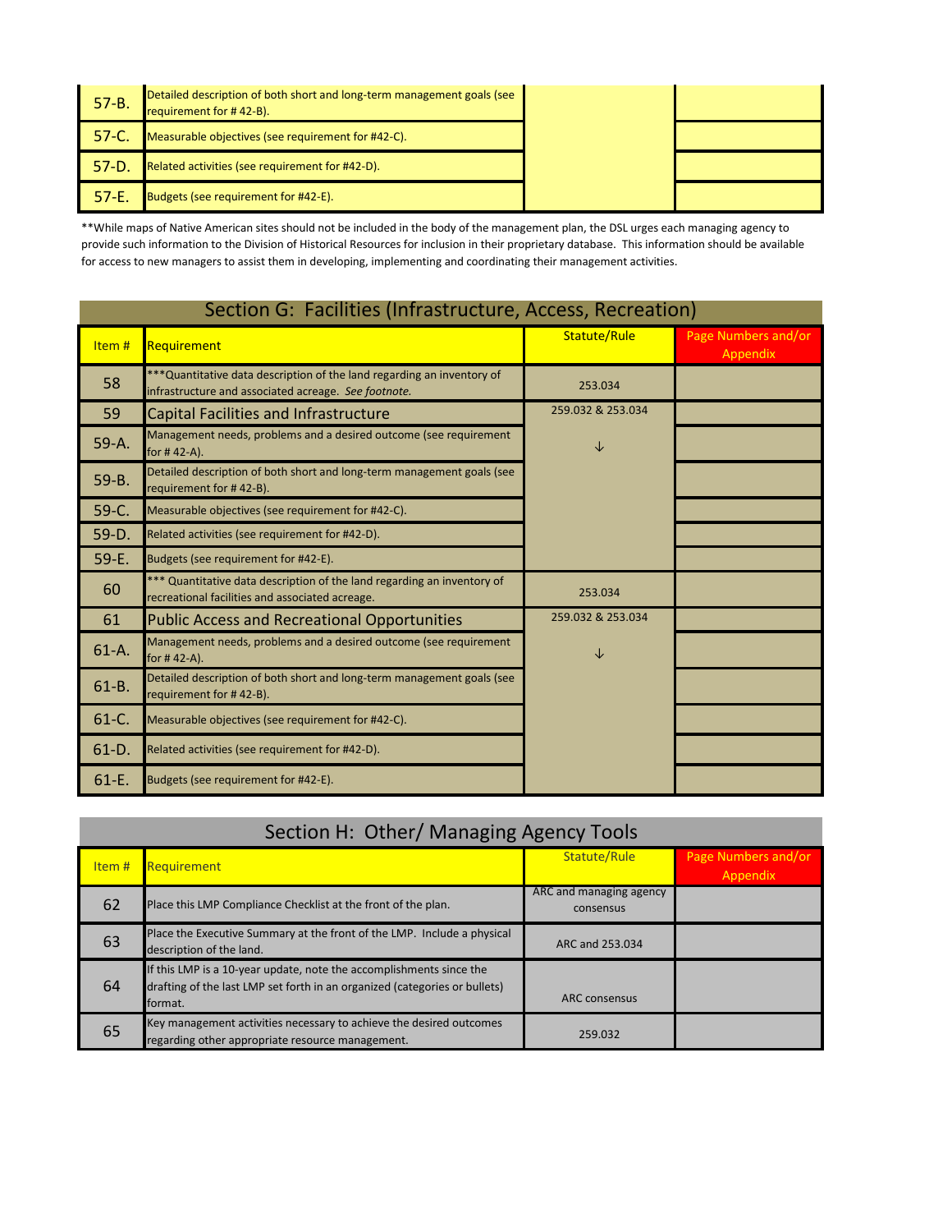| | | | |
|---|---|---|---|
| 57-B. | Detailed description of both short and long-term management goals (see requirement for # 42-B). | | |
| 57-C. | Measurable objectives (see requirement for #42-C). | | |
| 57-D. | Related activities (see requirement for #42-D). | | |
| 57-E. | Budgets (see requirement for #42-E). | | |

**While maps of Native American sites should not be included in the body of the management plan, the DSL urges each managing agency to provide such information to the Division of Historical Resources for inclusion in their proprietary database. This information should be available for access to new managers to assist them in developing, implementing and coordinating their management activities.

## Section G: Facilities (Infrastructure, Access, Recreation)

| Item # | Requirement | Statute/Rule | Page Numbers and/or Appendix |
|---|---|---|---|
| 58 | ***Quantitative data description of the land regarding an inventory of infrastructure and associated acreage. *See footnote.* | 253.034 | |
| 59 | Capital Facilities and Infrastructure | 259.032 & 253.034 | |
| 59-A. | Management needs, problems and a desired outcome (see requirement for # 42-A). | ↓ | |
| 59-B. | Detailed description of both short and long-term management goals (see requirement for # 42-B). | | |
| 59-C. | Measurable objectives (see requirement for #42-C). | | |
| 59-D. | Related activities (see requirement for #42-D). | | |
| 59-E. | Budgets (see requirement for #42-E). | | |
| 60 | *** Quantitative data description of the land regarding an inventory of recreational facilities and associated acreage. | 253.034 | |
| 61 | Public Access and Recreational Opportunities | 259.032 & 253.034 | |
| 61-A. | Management needs, problems and a desired outcome (see requirement for # 42-A). | ↓ | |
| 61-B. | Detailed description of both short and long-term management goals (see requirement for # 42-B). | | |
| 61-C. | Measurable objectives (see requirement for #42-C). | | |
| 61-D. | Related activities (see requirement for #42-D). | | |
| 61-E. | Budgets (see requirement for #42-E). | | |

## Section H: Other/ Managing Agency Tools

| Item # | Requirement | Statute/Rule | Page Numbers and/or Appendix |
|---|---|---|---|
| 62 | Place this LMP Compliance Checklist at the front of the plan. | ARC and managing agency consensus | |
| 63 | Place the Executive Summary at the front of the LMP. Include a physical description of the land. | ARC and 253.034 | |
| 64 | If this LMP is a 10-year update, note the accomplishments since the drafting of the last LMP set forth in an organized (categories or bullets) format. | ARC consensus | |
| 65 | Key management activities necessary to achieve the desired outcomes regarding other appropriate resource management. | 259.032 | |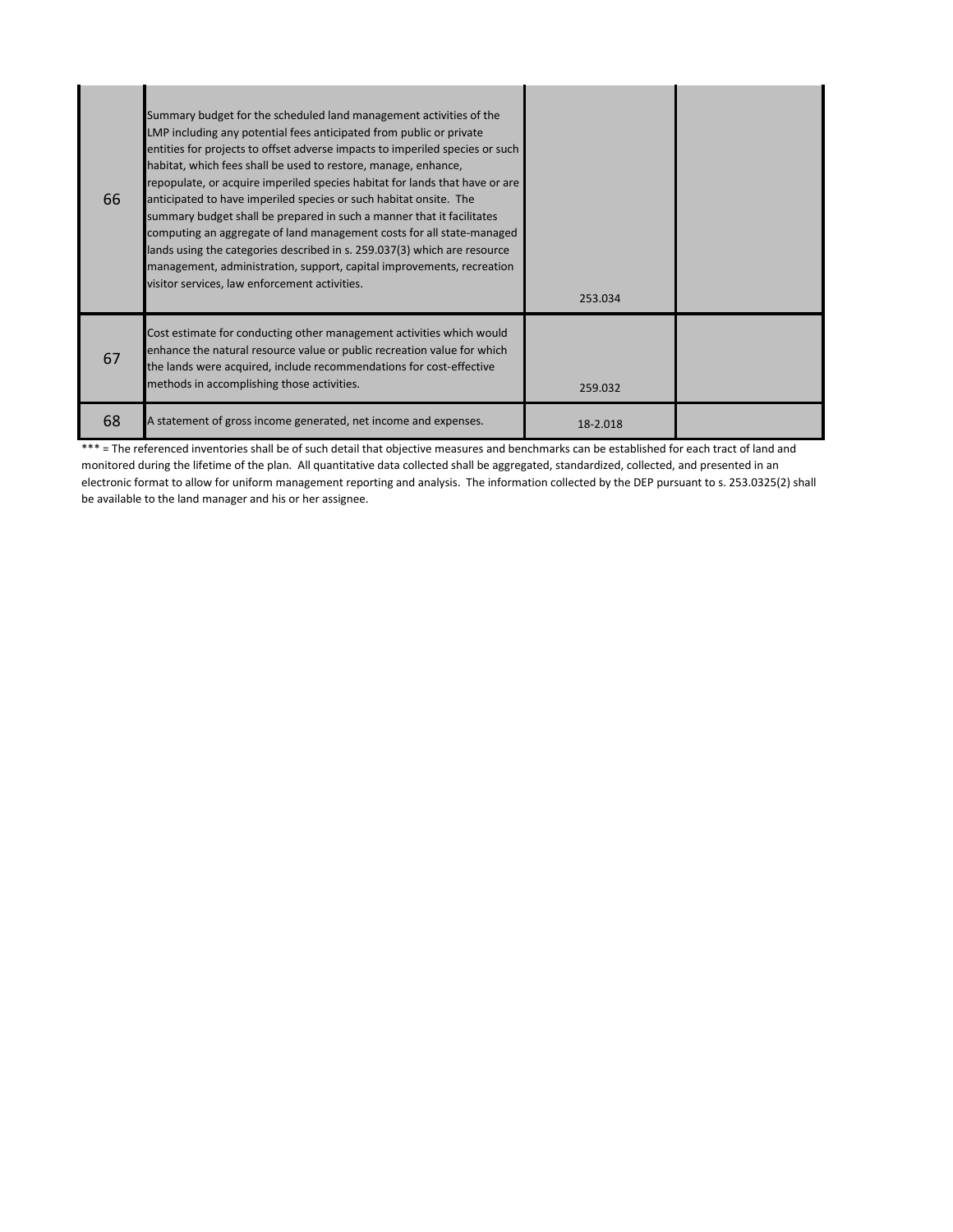| | | | |
|---|---|---|---|
| 66 | Summary budget for the scheduled land management activities of the LMP including any potential fees anticipated from public or private entities for projects to offset adverse impacts to imperiled species or such habitat, which fees shall be used to restore, manage, enhance, repopulate, or acquire imperiled species habitat for lands that have or are anticipated to have imperiled species or such habitat onsite. The summary budget shall be prepared in such a manner that it facilitates computing an aggregate of land management costs for all state-managed lands using the categories described in s. 259.037(3) which are resource management, administration, support, capital improvements, recreation visitor services, law enforcement activities. | 253.034 | |
| 67 | Cost estimate for conducting other management activities which would enhance the natural resource value or public recreation value for which the lands were acquired, include recommendations for cost-effective methods in accomplishing those activities. | 259.032 | |
| 68 | A statement of gross income generated, net income and expenses. | 18-2.018 | |

*** = The referenced inventories shall be of such detail that objective measures and benchmarks can be established for each tract of land and monitored during the lifetime of the plan. All quantitative data collected shall be aggregated, standardized, collected, and presented in an electronic format to allow for uniform management reporting and analysis. The information collected by the DEP pursuant to s. 253.0325(2) shall be available to the land manager and his or her assignee.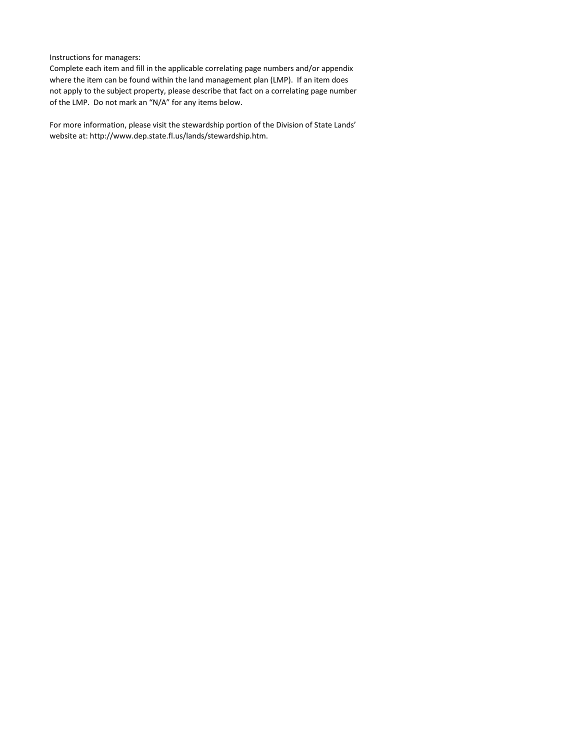Instructions for managers:
Complete each item and fill in the applicable correlating page numbers and/or appendix where the item can be found within the land management plan (LMP). If an item does not apply to the subject property, please describe that fact on a correlating page number of the LMP. Do not mark an "N/A" for any items below.

For more information, please visit the stewardship portion of the Division of State Lands' website at: http://www.dep.state.fl.us/lands/stewardship.htm.